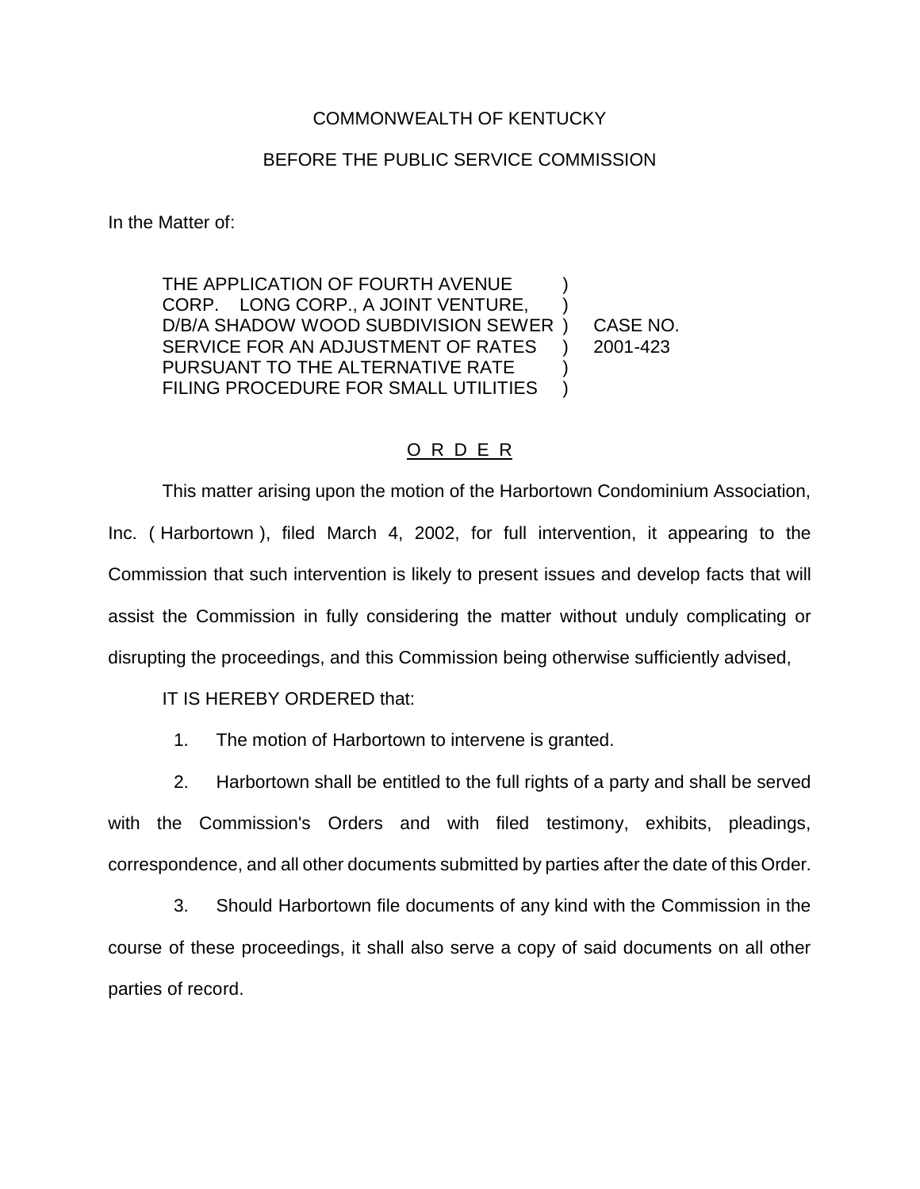COMMONWEALTH OF KENTUCKY

BEFORE THE PUBLIC SERVICE COMMISSION

In the Matter of:

THE APPLICATION OF FOURTH AVENUE CORP. LONG CORP., A JOINT VENTURE, D/B/A SHADOW WOOD SUBDIVISION SEWER SERVICE FOR AN ADJUSTMENT OF RATES PURSUANT TO THE ALTERNATIVE RATE FILING PROCEDURE FOR SMALL UTILITIES ) CASE NO. 2001-423

## O R D E R

This matter arising upon the motion of the Harbortown Condominium Association, Inc. ( Harbortown ), filed March 4, 2002, for full intervention, it appearing to the Commission that such intervention is likely to present issues and develop facts that will assist the Commission in fully considering the matter without unduly complicating or disrupting the proceedings, and this Commission being otherwise sufficiently advised,

IT IS HEREBY ORDERED that:

1. The motion of Harbortown to intervene is granted.

2. Harbortown shall be entitled to the full rights of a party and shall be served with the Commission's Orders and with filed testimony, exhibits, pleadings, correspondence, and all other documents submitted by parties after the date of this Order.

3. Should Harbortown file documents of any kind with the Commission in the course of these proceedings, it shall also serve a copy of said documents on all other parties of record.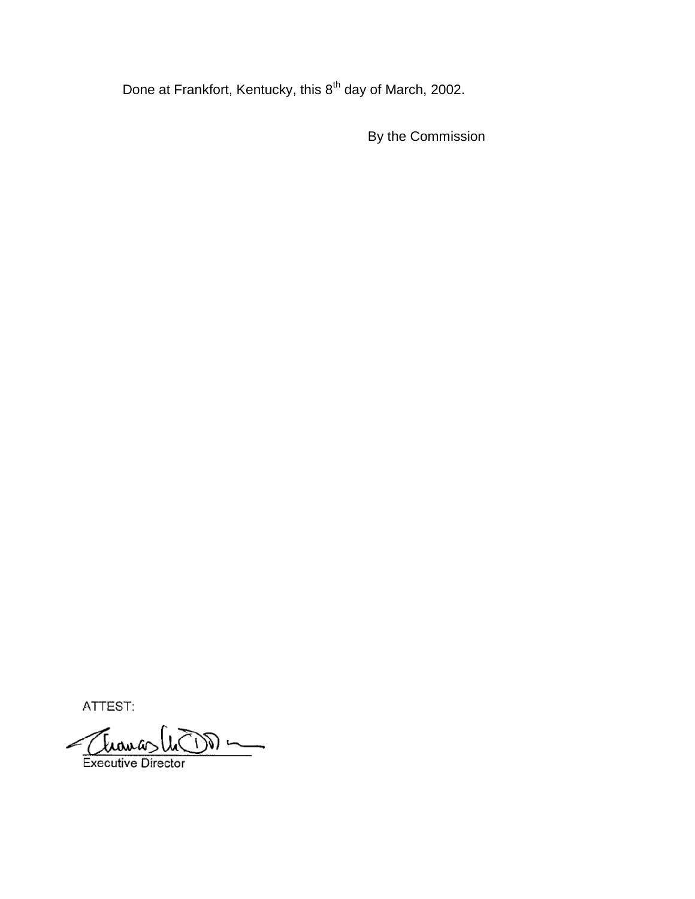Done at Frankfort, Kentucky, this 8th day of March, 2002.

By the Commission

ATTEST:

Executive Director